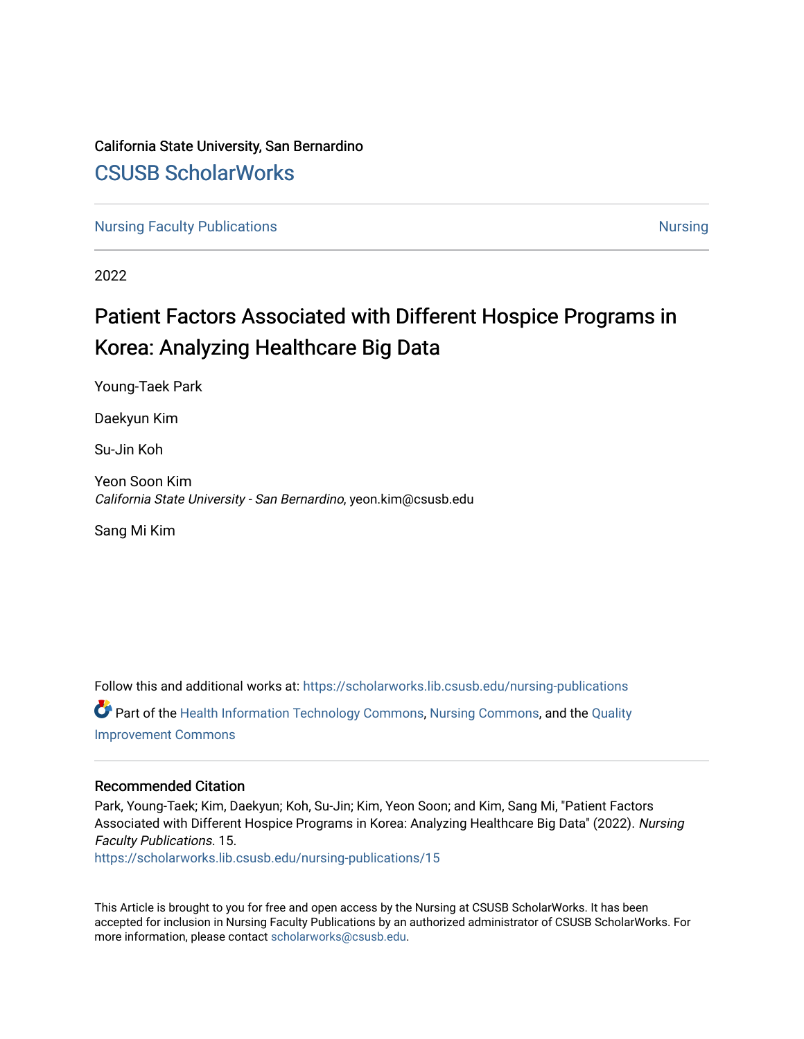California State University, San Bernardino

# CSUSB ScholarWorks

Nursing Faculty Publications | Nursing

2022

# Patient Factors Associated with Different Hospice Programs in Korea: Analyzing Healthcare Big Data

Young-Taek Park

Daekyun Kim

Su-Jin Koh

Yeon Soon Kim
*California State University - San Bernardino*, yeon.kim@csusb.edu

Sang Mi Kim

Follow this and additional works at: https://scholarworks.lib.csusb.edu/nursing-publications

Part of the Health Information Technology Commons, Nursing Commons, and the Quality Improvement Commons

## Recommended Citation

Park, Young-Taek; Kim, Daekyun; Koh, Su-Jin; Kim, Yeon Soon; and Kim, Sang Mi, "Patient Factors Associated with Different Hospice Programs in Korea: Analyzing Healthcare Big Data" (2022). *Nursing Faculty Publications*. 15.
https://scholarworks.lib.csusb.edu/nursing-publications/15

This Article is brought to you for free and open access by the Nursing at CSUSB ScholarWorks. It has been accepted for inclusion in Nursing Faculty Publications by an authorized administrator of CSUSB ScholarWorks. For more information, please contact scholarworks@csusb.edu.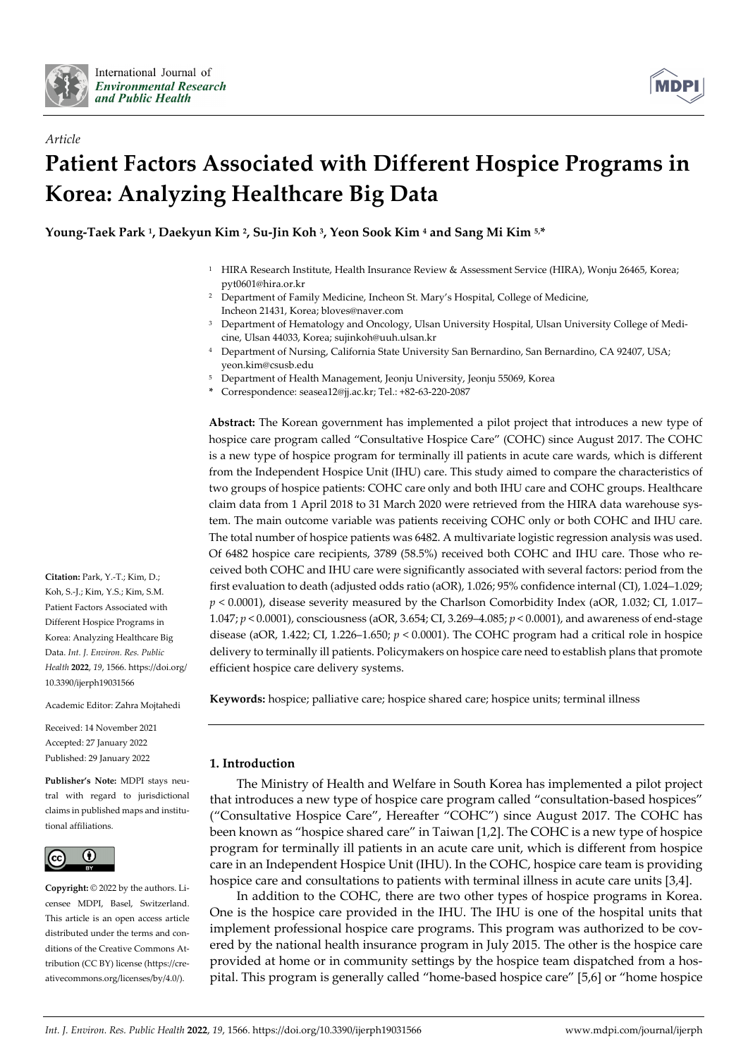International Journal of *Environmental Research and Public Health*

*Article*

# Patient Factors Associated with Different Hospice Programs in Korea: Analyzing Healthcare Big Data

**Young-Taek Park [1], Daekyun Kim [2], Su-Jin Koh [3], Yeon Sook Kim [4] and Sang Mi Kim [5,*]**

[1] HIRA Research Institute, Health Insurance Review & Assessment Service (HIRA), Wonju 26465, Korea; pyt0601@hira.or.kr

[2] Department of Family Medicine, Incheon St. Mary's Hospital, College of Medicine, Incheon 21431, Korea; bloves@naver.com

[3] Department of Hematology and Oncology, Ulsan University Hospital, Ulsan University College of Medicine, Ulsan 44033, Korea; sujinkoh@uuh.ulsan.kr

[4] Department of Nursing, California State University San Bernardino, San Bernardino, CA 92407, USA; yeon.kim@csusb.edu

[5] Department of Health Management, Jeonju University, Jeonju 55069, Korea

\* Correspondence: seasea12@jj.ac.kr; Tel.: +82-63-220-2087

**Abstract:** The Korean government has implemented a pilot project that introduces a new type of hospice care program called "Consultative Hospice Care" (COHC) since August 2017. The COHC is a new type of hospice program for terminally ill patients in acute care wards, which is different from the Independent Hospice Unit (IHU) care. This study aimed to compare the characteristics of two groups of hospice patients: COHC care only and both IHU care and COHC groups. Healthcare claim data from 1 April 2018 to 31 March 2020 were retrieved from the HIRA data warehouse system. The main outcome variable was patients receiving COHC only or both COHC and IHU care. The total number of hospice patients was 6482. A multivariate logistic regression analysis was used. Of 6482 hospice care recipients, 3789 (58.5%) received both COHC and IHU care. Those who received both COHC and IHU care were significantly associated with several factors: period from the first evaluation to death (adjusted odds ratio (aOR), 1.026; 95% confidence internal (CI), 1.024–1.029; $p < 0.0001$), disease severity measured by the Charlson Comorbidity Index (aOR, 1.032; CI, 1.017–1.047; $p < 0.0001$), consciousness (aOR, 3.654; CI, 3.269–4.085; $p < 0.0001$), and awareness of end-stage disease (aOR, 1.422; CI, 1.226–1.650; $p < 0.0001$). The COHC program had a critical role in hospice delivery to terminally ill patients. Policymakers on hospice care need to establish plans that promote efficient hospice care delivery systems.

**Keywords:** hospice; palliative care; hospice shared care; hospice units; terminal illness

**Citation:** Park, Y.-T.; Kim, D.; Koh, S.-J.; Kim, Y.S.; Kim, S.M. Patient Factors Associated with Different Hospice Programs in Korea: Analyzing Healthcare Big Data. *Int. J. Environ. Res. Public Health* **2022**, *19*, 1566. https://doi.org/10.3390/ijerph19031566

Academic Editor: Zahra Mojtahedi

Received: 14 November 2021
Accepted: 27 January 2022
Published: 29 January 2022

**Publisher's Note:** MDPI stays neutral with regard to jurisdictional claims in published maps and institutional affiliations.

**Copyright:** © 2022 by the authors. Licensee MDPI, Basel, Switzerland. This article is an open access article distributed under the terms and conditions of the Creative Commons Attribution (CC BY) license (https://creativecommons.org/licenses/by/4.0/).

## 1. Introduction

The Ministry of Health and Welfare in South Korea has implemented a pilot project that introduces a new type of hospice care program called "consultation-based hospices" ("Consultative Hospice Care", Hereafter "COHC") since August 2017. The COHC has been known as "hospice shared care" in Taiwan [1,2]. The COHC is a new type of hospice program for terminally ill patients in an acute care unit, which is different from hospice care in an Independent Hospice Unit (IHU). In the COHC, hospice care team is providing hospice care and consultations to patients with terminal illness in acute care units [3,4].

In addition to the COHC, there are two other types of hospice programs in Korea. One is the hospice care provided in the IHU. The IHU is one of the hospital units that implement professional hospice care programs. This program was authorized to be covered by the national health insurance program in July 2015. The other is the hospice care provided at home or in community settings by the hospice team dispatched from a hospital. This program is generally called "home-based hospice care" [5,6] or "home hospice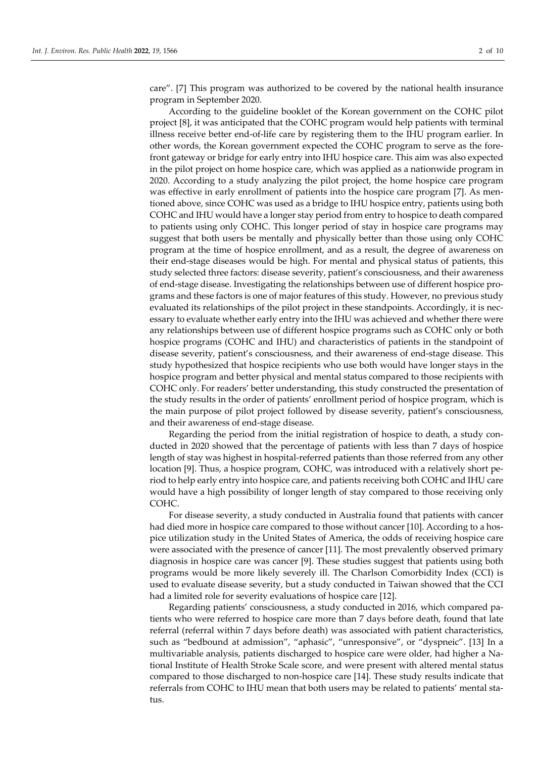care". [7] This program was authorized to be covered by the national health insurance program in September 2020.

According to the guideline booklet of the Korean government on the COHC pilot project [8], it was anticipated that the COHC program would help patients with terminal illness receive better end-of-life care by registering them to the IHU program earlier. In other words, the Korean government expected the COHC program to serve as the forefront gateway or bridge for early entry into IHU hospice care. This aim was also expected in the pilot project on home hospice care, which was applied as a nationwide program in 2020. According to a study analyzing the pilot project, the home hospice care program was effective in early enrollment of patients into the hospice care program [7]. As mentioned above, since COHC was used as a bridge to IHU hospice entry, patients using both COHC and IHU would have a longer stay period from entry to hospice to death compared to patients using only COHC. This longer period of stay in hospice care programs may suggest that both users be mentally and physically better than those using only COHC program at the time of hospice enrollment, and as a result, the degree of awareness on their end-stage diseases would be high. For mental and physical status of patients, this study selected three factors: disease severity, patient's consciousness, and their awareness of end-stage disease. Investigating the relationships between use of different hospice programs and these factors is one of major features of this study. However, no previous study evaluated its relationships of the pilot project in these standpoints. Accordingly, it is necessary to evaluate whether early entry into the IHU was achieved and whether there were any relationships between use of different hospice programs such as COHC only or both hospice programs (COHC and IHU) and characteristics of patients in the standpoint of disease severity, patient's consciousness, and their awareness of end-stage disease. This study hypothesized that hospice recipients who use both would have longer stays in the hospice program and better physical and mental status compared to those recipients with COHC only. For readers' better understanding, this study constructed the presentation of the study results in the order of patients' enrollment period of hospice program, which is the main purpose of pilot project followed by disease severity, patient's consciousness, and their awareness of end-stage disease.

Regarding the period from the initial registration of hospice to death, a study conducted in 2020 showed that the percentage of patients with less than 7 days of hospice length of stay was highest in hospital-referred patients than those referred from any other location [9]. Thus, a hospice program, COHC, was introduced with a relatively short period to help early entry into hospice care, and patients receiving both COHC and IHU care would have a high possibility of longer length of stay compared to those receiving only COHC.

For disease severity, a study conducted in Australia found that patients with cancer had died more in hospice care compared to those without cancer [10]. According to a hospice utilization study in the United States of America, the odds of receiving hospice care were associated with the presence of cancer [11]. The most prevalently observed primary diagnosis in hospice care was cancer [9]. These studies suggest that patients using both programs would be more likely severely ill. The Charlson Comorbidity Index (CCI) is used to evaluate disease severity, but a study conducted in Taiwan showed that the CCI had a limited role for severity evaluations of hospice care [12].

Regarding patients' consciousness, a study conducted in 2016, which compared patients who were referred to hospice care more than 7 days before death, found that late referral (referral within 7 days before death) was associated with patient characteristics, such as "bedbound at admission", "aphasic", "unresponsive", or "dyspneic". [13] In a multivariable analysis, patients discharged to hospice care were older, had higher a National Institute of Health Stroke Scale score, and were present with altered mental status compared to those discharged to non-hospice care [14]. These study results indicate that referrals from COHC to IHU mean that both users may be related to patients' mental status.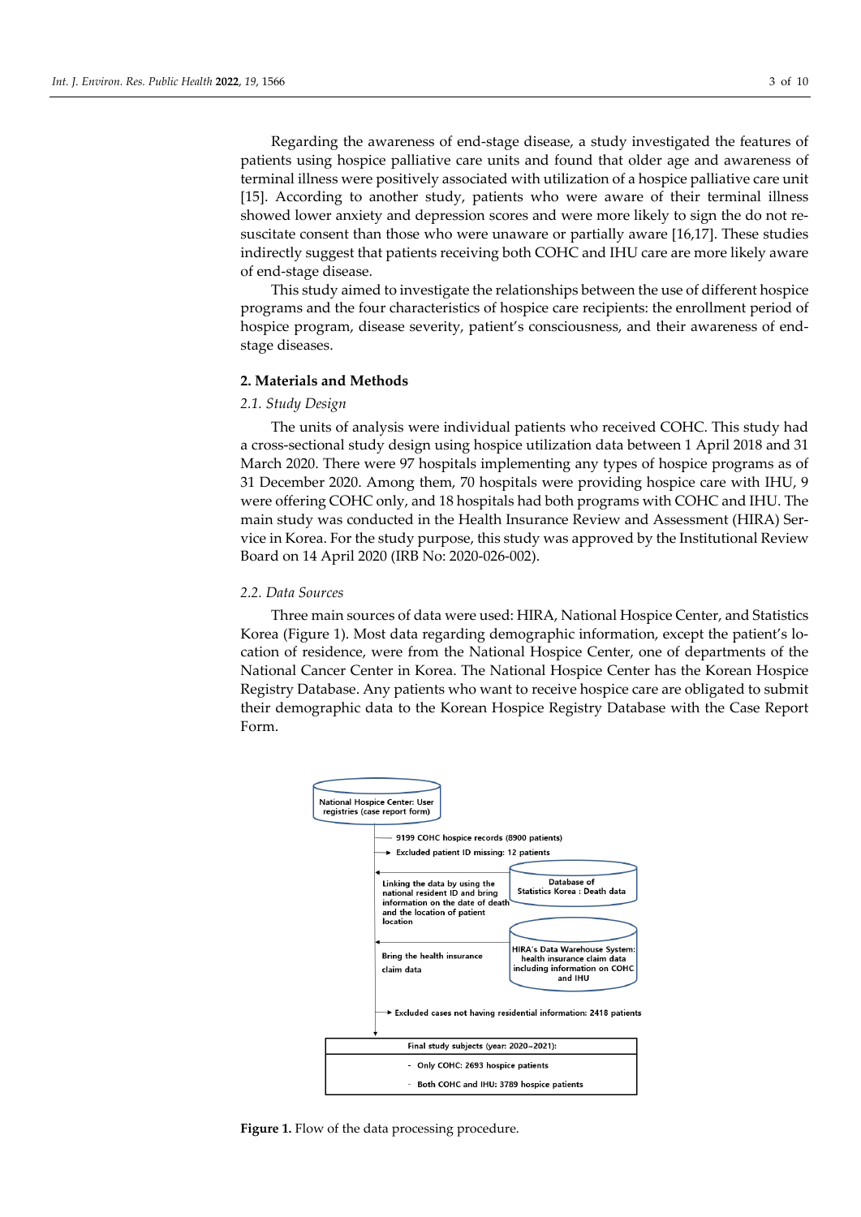Regarding the awareness of end-stage disease, a study investigated the features of patients using hospice palliative care units and found that older age and awareness of terminal illness were positively associated with utilization of a hospice palliative care unit [15]. According to another study, patients who were aware of their terminal illness showed lower anxiety and depression scores and were more likely to sign the do not resuscitate consent than those who were unaware or partially aware [16,17]. These studies indirectly suggest that patients receiving both COHC and IHU care are more likely aware of end-stage disease.

This study aimed to investigate the relationships between the use of different hospice programs and the four characteristics of hospice care recipients: the enrollment period of hospice program, disease severity, patient's consciousness, and their awareness of end-stage diseases.

## 2. Materials and Methods

### 2.1. Study Design

The units of analysis were individual patients who received COHC. This study had a cross-sectional study design using hospice utilization data between 1 April 2018 and 31 March 2020. There were 97 hospitals implementing any types of hospice programs as of 31 December 2020. Among them, 70 hospitals were providing hospice care with IHU, 9 were offering COHC only, and 18 hospitals had both programs with COHC and IHU. The main study was conducted in the Health Insurance Review and Assessment (HIRA) Service in Korea. For the study purpose, this study was approved by the Institutional Review Board on 14 April 2020 (IRB No: 2020-026-002).

### 2.2. Data Sources

Three main sources of data were used: HIRA, National Hospice Center, and Statistics Korea (Figure 1). Most data regarding demographic information, except the patient's location of residence, were from the National Hospice Center, one of departments of the National Cancer Center in Korea. The National Hospice Center has the Korean Hospice Registry Database. Any patients who want to receive hospice care are obligated to submit their demographic data to the Korean Hospice Registry Database with the Case Report Form.

National Hospice Center: User registries (case report form)

9199 COHC hospice records (8900 patients)

Excluded patient ID missing: 12 patients

Database of Statistics Korea : Death data

Linking the data by using the national resident ID and bring information on the date of death and the location of patient location

HIRA's Data Warehouse System: health insurance claim data including information on COHC and IHU

Bring the health insurance claim data

Excluded cases not having residential information: 2418 patients

Final study subjects (year: 2020–2021):
- Only COHC: 2693 hospice patients
- Both COHC and IHU: 3789 hospice patients

**Figure 1.** Flow of the data processing procedure.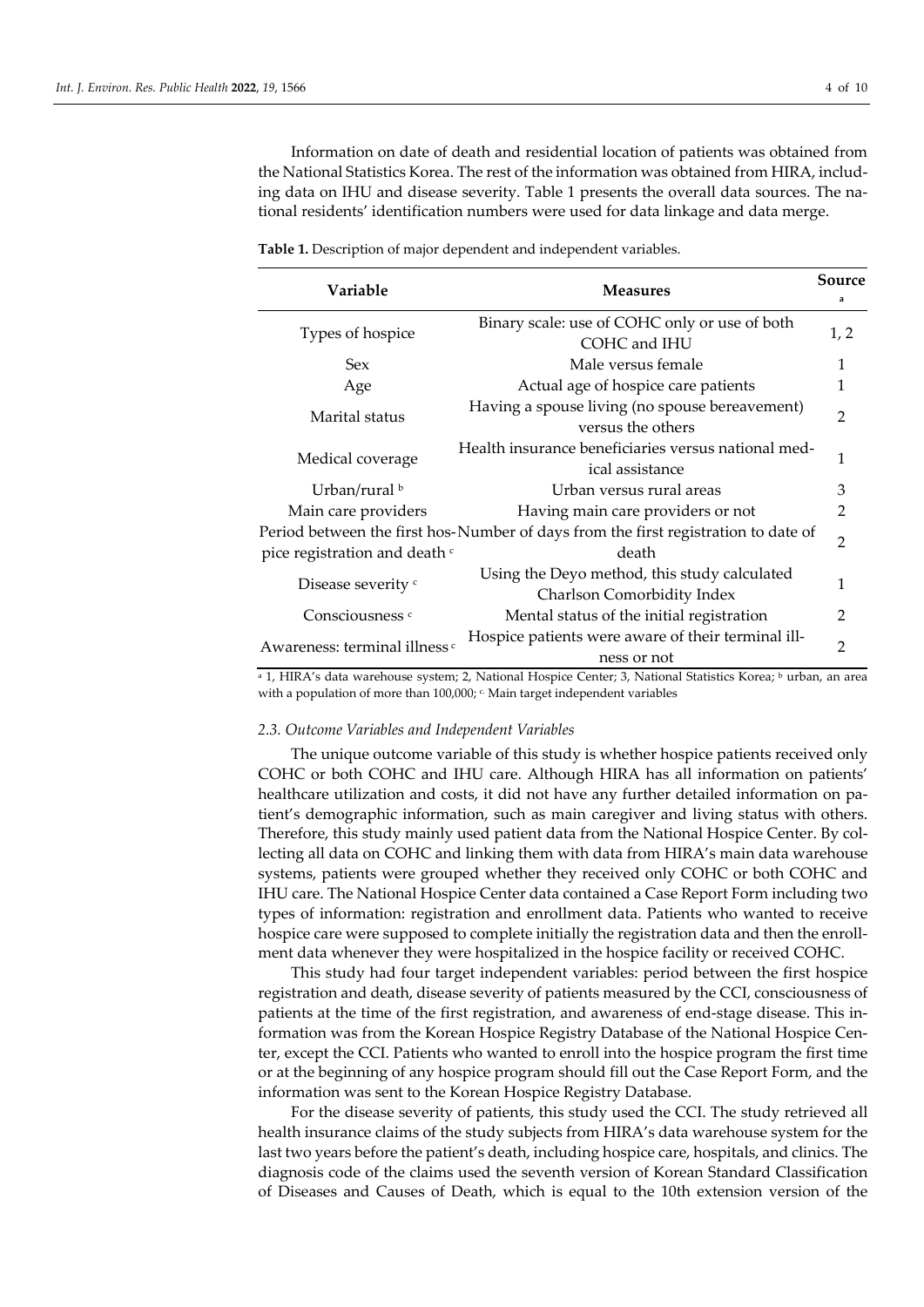Information on date of death and residential location of patients was obtained from the National Statistics Korea. The rest of the information was obtained from HIRA, including data on IHU and disease severity. Table 1 presents the overall data sources. The national residents' identification numbers were used for data linkage and data merge.

**Table 1.** Description of major dependent and independent variables.

| Variable | Measures | Source [a] |
|---|---|---|
| Types of hospice | Binary scale: use of COHC only or use of both COHC and IHU | 1, 2 |
| Sex | Male versus female | 1 |
| Age | Actual age of hospice care patients | 1 |
| Marital status | Having a spouse living (no spouse bereavement) versus the others | 2 |
| Medical coverage | Health insurance beneficiaries versus national medical assistance | 1 |
| Urban/rural [b] | Urban versus rural areas | 3 |
| Main care providers | Having main care providers or not | 2 |
| Period between the first hospice registration and death [c] | Number of days from the first registration to date of death | 2 |
| Disease severity [c] | Using the Deyo method, this study calculated Charlson Comorbidity Index | 1 |
| Consciousness [c] | Mental status of the initial registration | 2 |
| Awareness: terminal illness [c] | Hospice patients were aware of their terminal illness or not | 2 |

[a] 1, HIRA's data warehouse system; 2, National Hospice Center; 3, National Statistics Korea; [b] urban, an area with a population of more than 100,000; [c] Main target independent variables

### 2.3. Outcome Variables and Independent Variables

The unique outcome variable of this study is whether hospice patients received only COHC or both COHC and IHU care. Although HIRA has all information on patients' healthcare utilization and costs, it did not have any further detailed information on patient's demographic information, such as main caregiver and living status with others. Therefore, this study mainly used patient data from the National Hospice Center. By collecting all data on COHC and linking them with data from HIRA's main data warehouse systems, patients were grouped whether they received only COHC or both COHC and IHU care. The National Hospice Center data contained a Case Report Form including two types of information: registration and enrollment data. Patients who wanted to receive hospice care were supposed to complete initially the registration data and then the enrollment data whenever they were hospitalized in the hospice facility or received COHC.

This study had four target independent variables: period between the first hospice registration and death, disease severity of patients measured by the CCI, consciousness of patients at the time of the first registration, and awareness of end-stage disease. This information was from the Korean Hospice Registry Database of the National Hospice Center, except the CCI. Patients who wanted to enroll into the hospice program the first time or at the beginning of any hospice program should fill out the Case Report Form, and the information was sent to the Korean Hospice Registry Database.

For the disease severity of patients, this study used the CCI. The study retrieved all health insurance claims of the study subjects from HIRA's data warehouse system for the last two years before the patient's death, including hospice care, hospitals, and clinics. The diagnosis code of the claims used the seventh version of Korean Standard Classification of Diseases and Causes of Death, which is equal to the 10th extension version of the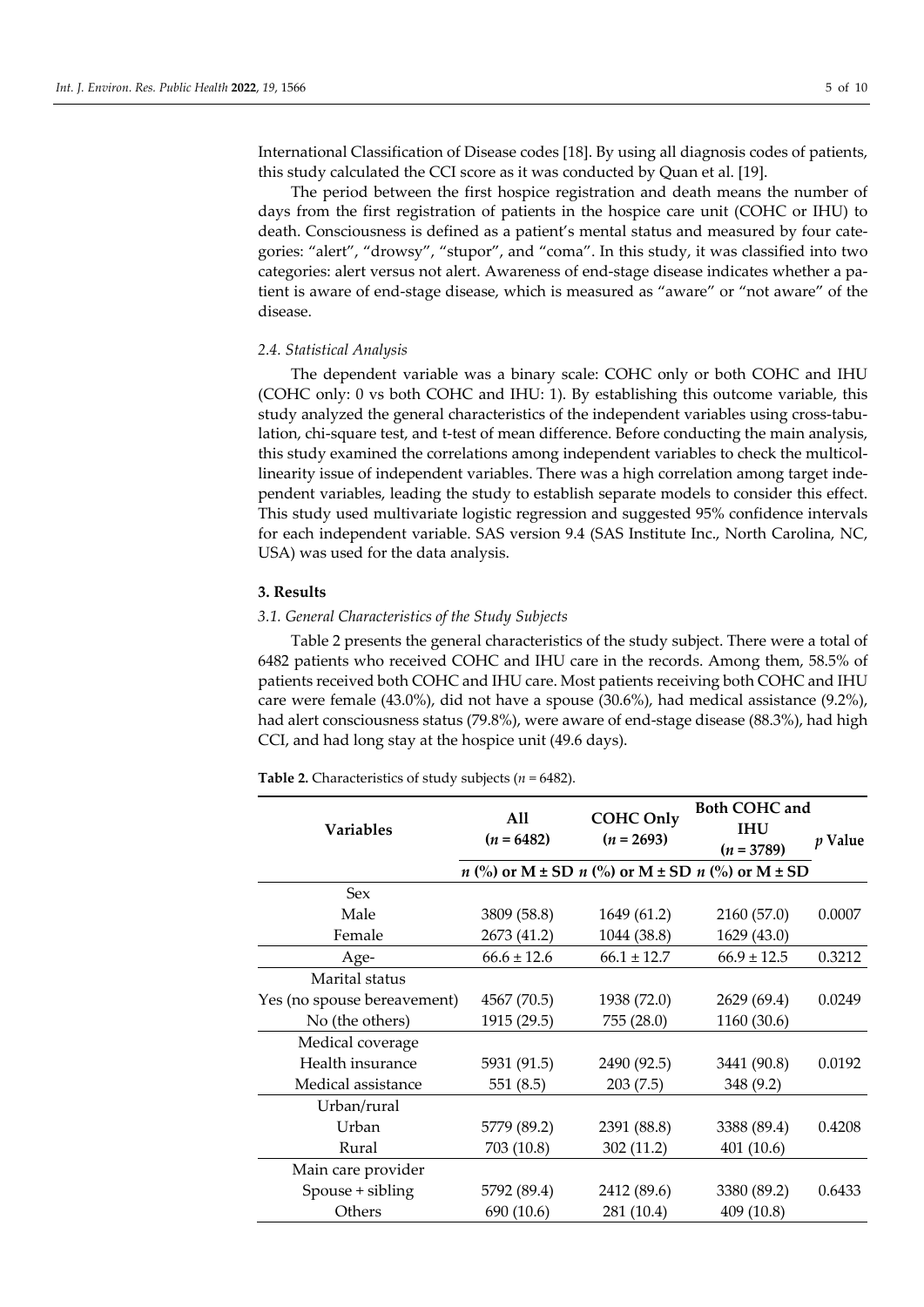International Classification of Disease codes [18]. By using all diagnosis codes of patients, this study calculated the CCI score as it was conducted by Quan et al. [19].

The period between the first hospice registration and death means the number of days from the first registration of patients in the hospice care unit (COHC or IHU) to death. Consciousness is defined as a patient's mental status and measured by four categories: "alert", "drowsy", "stupor", and "coma". In this study, it was classified into two categories: alert versus not alert. Awareness of end-stage disease indicates whether a patient is aware of end-stage disease, which is measured as "aware" or "not aware" of the disease.

### *2.4. Statistical Analysis*

The dependent variable was a binary scale: COHC only or both COHC and IHU (COHC only: 0 vs both COHC and IHU: 1). By establishing this outcome variable, this study analyzed the general characteristics of the independent variables using cross-tabulation, chi-square test, and t-test of mean difference. Before conducting the main analysis, this study examined the correlations among independent variables to check the multicollinearity issue of independent variables. There was a high correlation among target independent variables, leading the study to establish separate models to consider this effect. This study used multivariate logistic regression and suggested 95% confidence intervals for each independent variable. SAS version 9.4 (SAS Institute Inc., North Carolina, NC, USA) was used for the data analysis.

## 3. Results

### *3.1. General Characteristics of the Study Subjects*

Table 2 presents the general characteristics of the study subject. There were a total of 6482 patients who received COHC and IHU care in the records. Among them, 58.5% of patients received both COHC and IHU care. Most patients receiving both COHC and IHU care were female (43.0%), did not have a spouse (30.6%), had medical assistance (9.2%), had alert consciousness status (79.8%), were aware of end-stage disease (88.3%), had high CCI, and had long stay at the hospice unit (49.6 days).

**Table 2.** Characteristics of study subjects ($n$ = 6482).

| Variables | All ($n$ = 6482) | COHC Only ($n$ = 2693) | Both COHC and IHU ($n$ = 3789) | $p$ Value |
|---|---|---|---|---|
| | $n$ (%) or M ± SD | $n$ (%) or M ± SD | $n$ (%) or M ± SD | |
| Sex | | | | |
| Male | 3809 (58.8) | 1649 (61.2) | 2160 (57.0) | 0.0007 |
| Female | 2673 (41.2) | 1044 (38.8) | 1629 (43.0) | |
| Age- | 66.6 ± 12.6 | 66.1 ± 12.7 | 66.9 ± 12.5 | 0.3212 |
| Marital status | | | | |
| Yes (no spouse bereavement) | 4567 (70.5) | 1938 (72.0) | 2629 (69.4) | 0.0249 |
| No (the others) | 1915 (29.5) | 755 (28.0) | 1160 (30.6) | |
| Medical coverage | | | | |
| Health insurance | 5931 (91.5) | 2490 (92.5) | 3441 (90.8) | 0.0192 |
| Medical assistance | 551 (8.5) | 203 (7.5) | 348 (9.2) | |
| Urban/rural | | | | |
| Urban | 5779 (89.2) | 2391 (88.8) | 3388 (89.4) | 0.4208 |
| Rural | 703 (10.8) | 302 (11.2) | 401 (10.6) | |
| Main care provider | | | | |
| Spouse + sibling | 5792 (89.4) | 2412 (89.6) | 3380 (89.2) | 0.6433 |
| Others | 690 (10.6) | 281 (10.4) | 409 (10.8) | |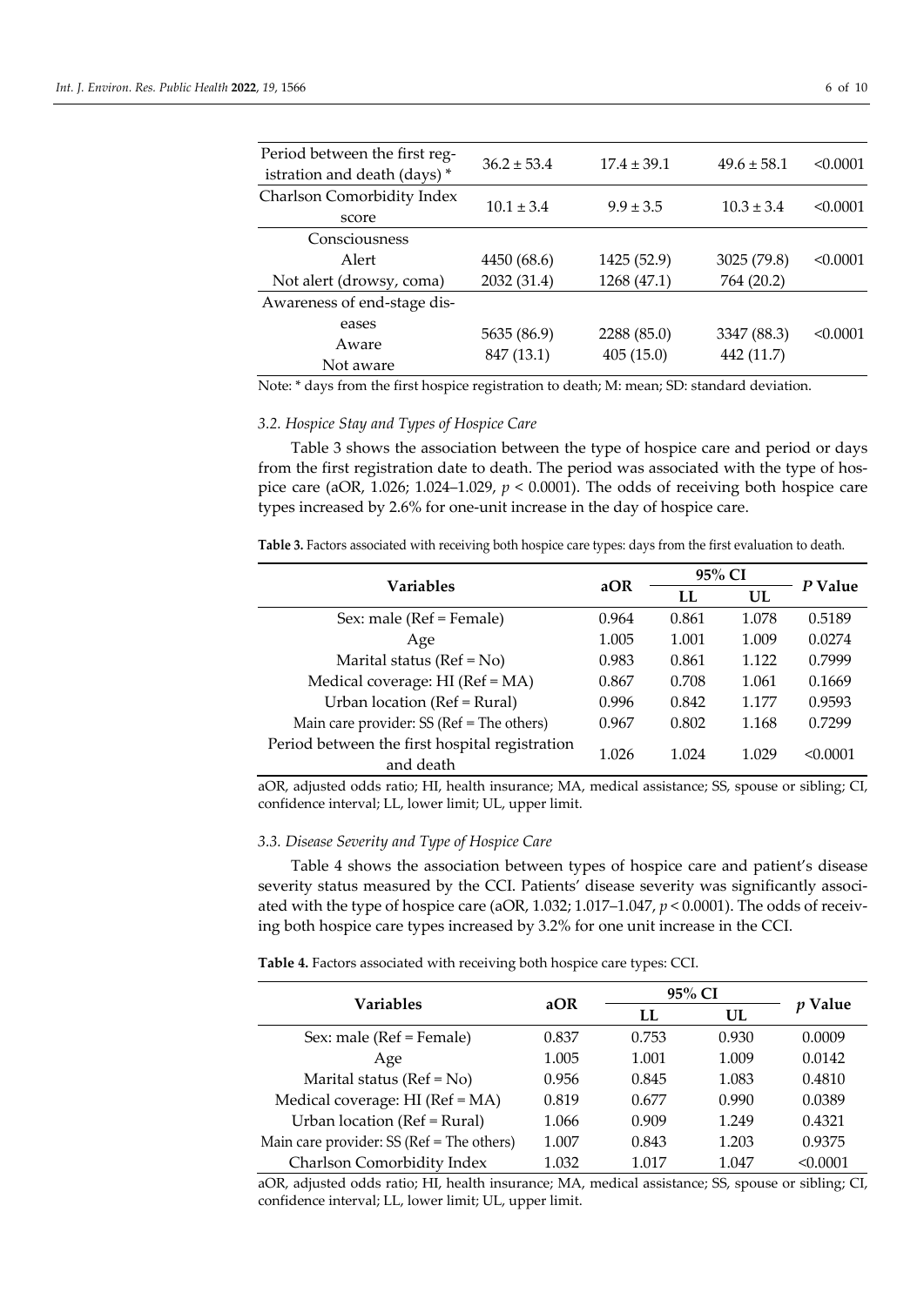| | | | | |
|---|---|---|---|---|
| Period between the first registration and death (days) * | 36.2 ± 53.4 | 17.4 ± 39.1 | 49.6 ± 58.1 | <0.0001 |
| Charlson Comorbidity Index score | 10.1 ± 3.4 | 9.9 ± 3.5 | 10.3 ± 3.4 | <0.0001 |
| Consciousness | | | | |
| Alert | 4450 (68.6) | 1425 (52.9) | 3025 (79.8) | <0.0001 |
| Not alert (drowsy, coma) | 2032 (31.4) | 1268 (47.1) | 764 (20.2) | |
| Awareness of end-stage diseases | | | | |
| Aware | 5635 (86.9) | 2288 (85.0) | 3347 (88.3) | <0.0001 |
| Not aware | 847 (13.1) | 405 (15.0) | 442 (11.7) | |

Note: * days from the first hospice registration to death; M: mean; SD: standard deviation.

### 3.2. Hospice Stay and Types of Hospice Care

Table 3 shows the association between the type of hospice care and period or days from the first registration date to death. The period was associated with the type of hospice care (aOR, 1.026; 1.024–1.029, $p < 0.0001$). The odds of receiving both hospice care types increased by 2.6% for one-unit increase in the day of hospice care.

**Table 3.** Factors associated with receiving both hospice care types: days from the first evaluation to death.

| Variables | aOR | 95% CI | | *P* Value |
|---|---|---|---|---|
| | | LL | UL | |
| Sex: male (Ref = Female) | 0.964 | 0.861 | 1.078 | 0.5189 |
| Age | 1.005 | 1.001 | 1.009 | 0.0274 |
| Marital status (Ref = No) | 0.983 | 0.861 | 1.122 | 0.7999 |
| Medical coverage: HI (Ref = MA) | 0.867 | 0.708 | 1.061 | 0.1669 |
| Urban location (Ref = Rural) | 0.996 | 0.842 | 1.177 | 0.9593 |
| Main care provider: SS (Ref = The others) | 0.967 | 0.802 | 1.168 | 0.7299 |
| Period between the first hospital registration and death | 1.026 | 1.024 | 1.029 | <0.0001 |

aOR, adjusted odds ratio; HI, health insurance; MA, medical assistance; SS, spouse or sibling; CI, confidence interval; LL, lower limit; UL, upper limit.

### 3.3. Disease Severity and Type of Hospice Care

Table 4 shows the association between types of hospice care and patient's disease severity status measured by the CCI. Patients' disease severity was significantly associated with the type of hospice care (aOR, 1.032; 1.017–1.047, $p < 0.0001$). The odds of receiving both hospice care types increased by 3.2% for one unit increase in the CCI.

**Table 4.** Factors associated with receiving both hospice care types: CCI.

| Variables | aOR | 95% CI | | *p* Value |
|---|---|---|---|---|
| | | LL | UL | |
| Sex: male (Ref = Female) | 0.837 | 0.753 | 0.930 | 0.0009 |
| Age | 1.005 | 1.001 | 1.009 | 0.0142 |
| Marital status (Ref = No) | 0.956 | 0.845 | 1.083 | 0.4810 |
| Medical coverage: HI (Ref = MA) | 0.819 | 0.677 | 0.990 | 0.0389 |
| Urban location (Ref = Rural) | 1.066 | 0.909 | 1.249 | 0.4321 |
| Main care provider: SS (Ref = The others) | 1.007 | 0.843 | 1.203 | 0.9375 |
| Charlson Comorbidity Index | 1.032 | 1.017 | 1.047 | <0.0001 |

aOR, adjusted odds ratio; HI, health insurance; MA, medical assistance; SS, spouse or sibling; CI, confidence interval; LL, lower limit; UL, upper limit.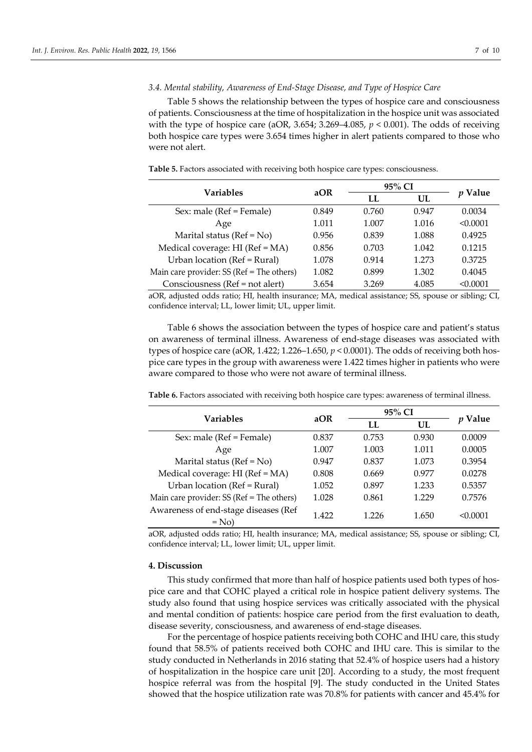### 3.4. Mental stability, Awareness of End-Stage Disease, and Type of Hospice Care

Table 5 shows the relationship between the types of hospice care and consciousness of patients. Consciousness at the time of hospitalization in the hospice unit was associated with the type of hospice care (aOR, 3.654; 3.269–4.085, $p < 0.001$). The odds of receiving both hospice care types were 3.654 times higher in alert patients compared to those who were not alert.

**Table 5.** Factors associated with receiving both hospice care types: consciousness.

| Variables | aOR | 95% CI | | *p* Value |
|---|---|---|---|---|
| | | LL | UL | |
| Sex: male (Ref = Female) | 0.849 | 0.760 | 0.947 | 0.0034 |
| Age | 1.011 | 1.007 | 1.016 | <0.0001 |
| Marital status (Ref = No) | 0.956 | 0.839 | 1.088 | 0.4925 |
| Medical coverage: HI (Ref = MA) | 0.856 | 0.703 | 1.042 | 0.1215 |
| Urban location (Ref = Rural) | 1.078 | 0.914 | 1.273 | 0.3725 |
| Main care provider: SS (Ref = The others) | 1.082 | 0.899 | 1.302 | 0.4045 |
| Consciousness (Ref = not alert) | 3.654 | 3.269 | 4.085 | <0.0001 |

aOR, adjusted odds ratio; HI, health insurance; MA, medical assistance; SS, spouse or sibling; CI, confidence interval; LL, lower limit; UL, upper limit.

Table 6 shows the association between the types of hospice care and patient's status on awareness of terminal illness. Awareness of end-stage diseases was associated with types of hospice care (aOR, 1.422; 1.226–1.650, $p < 0.0001$). The odds of receiving both hospice care types in the group with awareness were 1.422 times higher in patients who were aware compared to those who were not aware of terminal illness.

**Table 6.** Factors associated with receiving both hospice care types: awareness of terminal illness.

| Variables | aOR | 95% CI | | *p* Value |
|---|---|---|---|---|
| | | LL | UL | |
| Sex: male (Ref = Female) | 0.837 | 0.753 | 0.930 | 0.0009 |
| Age | 1.007 | 1.003 | 1.011 | 0.0005 |
| Marital status (Ref = No) | 0.947 | 0.837 | 1.073 | 0.3954 |
| Medical coverage: HI (Ref = MA) | 0.808 | 0.669 | 0.977 | 0.0278 |
| Urban location (Ref = Rural) | 1.052 | 0.897 | 1.233 | 0.5357 |
| Main care provider: SS (Ref = The others) | 1.028 | 0.861 | 1.229 | 0.7576 |
| Awareness of end-stage diseases (Ref = No) | 1.422 | 1.226 | 1.650 | <0.0001 |

aOR, adjusted odds ratio; HI, health insurance; MA, medical assistance; SS, spouse or sibling; CI, confidence interval; LL, lower limit; UL, upper limit.

## 4. Discussion

This study confirmed that more than half of hospice patients used both types of hospice care and that COHC played a critical role in hospice patient delivery systems. The study also found that using hospice services was critically associated with the physical and mental condition of patients: hospice care period from the first evaluation to death, disease severity, consciousness, and awareness of end-stage diseases.

For the percentage of hospice patients receiving both COHC and IHU care, this study found that 58.5% of patients received both COHC and IHU care. This is similar to the study conducted in Netherlands in 2016 stating that 52.4% of hospice users had a history of hospitalization in the hospice care unit [20]. According to a study, the most frequent hospice referral was from the hospital [9]. The study conducted in the United States showed that the hospice utilization rate was 70.8% for patients with cancer and 45.4% for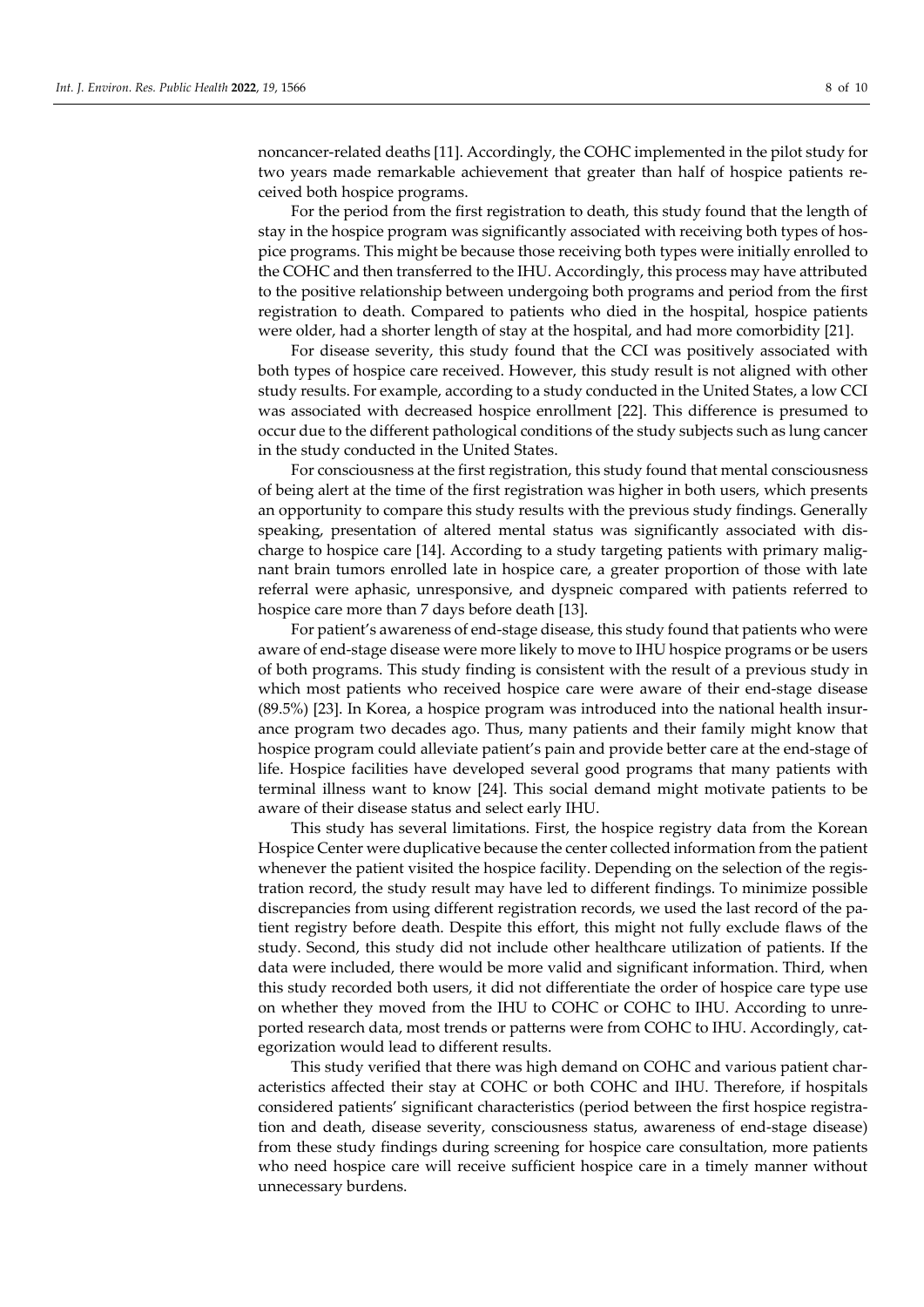noncancer-related deaths [11]. Accordingly, the COHC implemented in the pilot study for two years made remarkable achievement that greater than half of hospice patients received both hospice programs.

For the period from the first registration to death, this study found that the length of stay in the hospice program was significantly associated with receiving both types of hospice programs. This might be because those receiving both types were initially enrolled to the COHC and then transferred to the IHU. Accordingly, this process may have attributed to the positive relationship between undergoing both programs and period from the first registration to death. Compared to patients who died in the hospital, hospice patients were older, had a shorter length of stay at the hospital, and had more comorbidity [21].

For disease severity, this study found that the CCI was positively associated with both types of hospice care received. However, this study result is not aligned with other study results. For example, according to a study conducted in the United States, a low CCI was associated with decreased hospice enrollment [22]. This difference is presumed to occur due to the different pathological conditions of the study subjects such as lung cancer in the study conducted in the United States.

For consciousness at the first registration, this study found that mental consciousness of being alert at the time of the first registration was higher in both users, which presents an opportunity to compare this study results with the previous study findings. Generally speaking, presentation of altered mental status was significantly associated with discharge to hospice care [14]. According to a study targeting patients with primary malignant brain tumors enrolled late in hospice care, a greater proportion of those with late referral were aphasic, unresponsive, and dyspneic compared with patients referred to hospice care more than 7 days before death [13].

For patient's awareness of end-stage disease, this study found that patients who were aware of end-stage disease were more likely to move to IHU hospice programs or be users of both programs. This study finding is consistent with the result of a previous study in which most patients who received hospice care were aware of their end-stage disease (89.5%) [23]. In Korea, a hospice program was introduced into the national health insurance program two decades ago. Thus, many patients and their family might know that hospice program could alleviate patient's pain and provide better care at the end-stage of life. Hospice facilities have developed several good programs that many patients with terminal illness want to know [24]. This social demand might motivate patients to be aware of their disease status and select early IHU.

This study has several limitations. First, the hospice registry data from the Korean Hospice Center were duplicative because the center collected information from the patient whenever the patient visited the hospice facility. Depending on the selection of the registration record, the study result may have led to different findings. To minimize possible discrepancies from using different registration records, we used the last record of the patient registry before death. Despite this effort, this might not fully exclude flaws of the study. Second, this study did not include other healthcare utilization of patients. If the data were included, there would be more valid and significant information. Third, when this study recorded both users, it did not differentiate the order of hospice care type use on whether they moved from the IHU to COHC or COHC to IHU. According to unreported research data, most trends or patterns were from COHC to IHU. Accordingly, categorization would lead to different results.

This study verified that there was high demand on COHC and various patient characteristics affected their stay at COHC or both COHC and IHU. Therefore, if hospitals considered patients' significant characteristics (period between the first hospice registration and death, disease severity, consciousness status, awareness of end-stage disease) from these study findings during screening for hospice care consultation, more patients who need hospice care will receive sufficient hospice care in a timely manner without unnecessary burdens.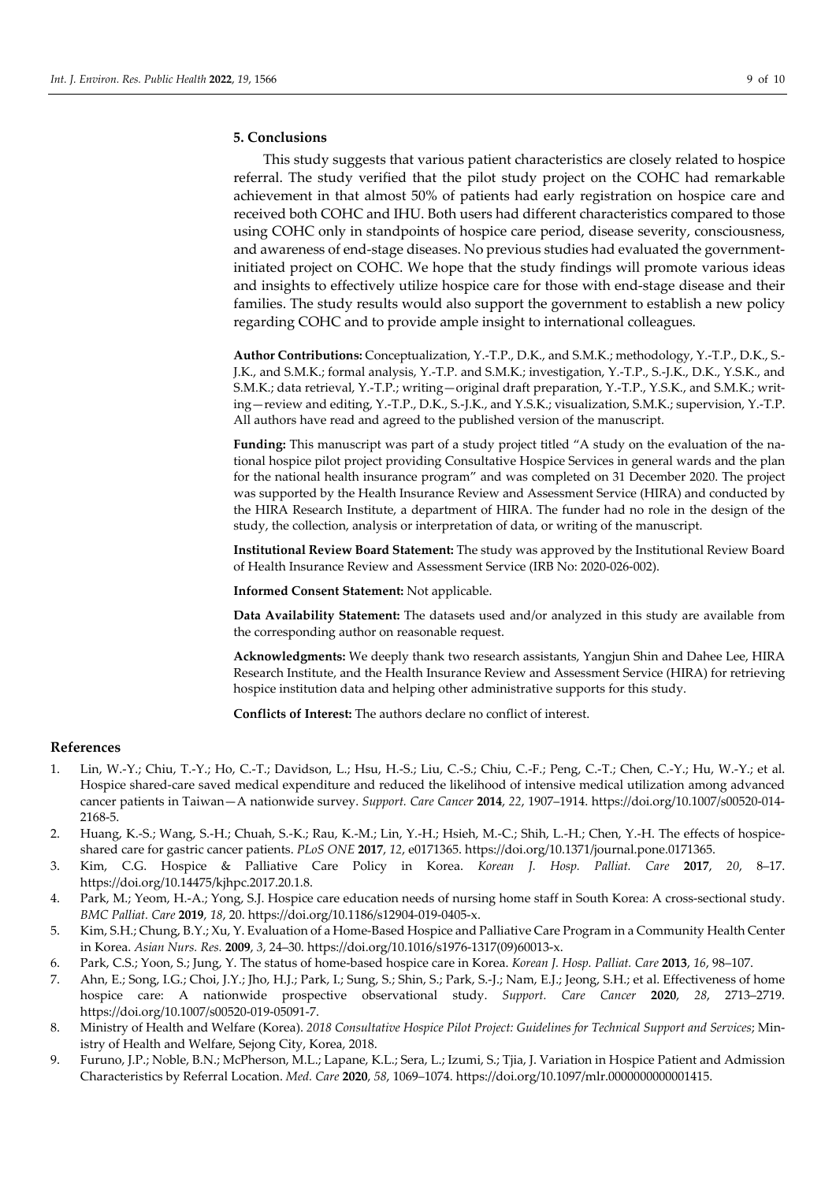## 5. Conclusions

This study suggests that various patient characteristics are closely related to hospice referral. The study verified that the pilot study project on the COHC had remarkable achievement in that almost 50% of patients had early registration on hospice care and received both COHC and IHU. Both users had different characteristics compared to those using COHC only in standpoints of hospice care period, disease severity, consciousness, and awareness of end-stage diseases. No previous studies had evaluated the government-initiated project on COHC. We hope that the study findings will promote various ideas and insights to effectively utilize hospice care for those with end-stage disease and their families. The study results would also support the government to establish a new policy regarding COHC and to provide ample insight to international colleagues.

**Author Contributions:** Conceptualization, Y.-T.P., D.K., and S.M.K.; methodology, Y.-T.P., D.K., S.-J.K., and S.M.K.; formal analysis, Y.-T.P. and S.M.K.; investigation, Y.-T.P., S.-J.K., D.K., Y.S.K., and S.M.K.; data retrieval, Y.-T.P.; writing—original draft preparation, Y.-T.P., Y.S.K., and S.M.K.; writing—review and editing, Y.-T.P., D.K., S.-J.K., and Y.S.K.; visualization, S.M.K.; supervision, Y.-T.P. All authors have read and agreed to the published version of the manuscript.

**Funding:** This manuscript was part of a study project titled "A study on the evaluation of the national hospice pilot project providing Consultative Hospice Services in general wards and the plan for the national health insurance program" and was completed on 31 December 2020. The project was supported by the Health Insurance Review and Assessment Service (HIRA) and conducted by the HIRA Research Institute, a department of HIRA. The funder had no role in the design of the study, the collection, analysis or interpretation of data, or writing of the manuscript.

**Institutional Review Board Statement:** The study was approved by the Institutional Review Board of Health Insurance Review and Assessment Service (IRB No: 2020-026-002).

**Informed Consent Statement:** Not applicable.

**Data Availability Statement:** The datasets used and/or analyzed in this study are available from the corresponding author on reasonable request.

**Acknowledgments:** We deeply thank two research assistants, Yangjun Shin and Dahee Lee, HIRA Research Institute, and the Health Insurance Review and Assessment Service (HIRA) for retrieving hospice institution data and helping other administrative supports for this study.

**Conflicts of Interest:** The authors declare no conflict of interest.

## References

1. Lin, W.-Y.; Chiu, T.-Y.; Ho, C.-T.; Davidson, L.; Hsu, H.-S.; Liu, C.-S.; Chiu, C.-F.; Peng, C.-T.; Chen, C.-Y.; Hu, W.-Y.; et al. Hospice shared-care saved medical expenditure and reduced the likelihood of intensive medical utilization among advanced cancer patients in Taiwan—A nationwide survey. *Support. Care Cancer* **2014**, *22*, 1907–1914. https://doi.org/10.1007/s00520-014-2168-5.
2. Huang, K.-S.; Wang, S.-H.; Chuah, S.-K.; Rau, K.-M.; Lin, Y.-H.; Hsieh, M.-C.; Shih, L.-H.; Chen, Y.-H. The effects of hospice-shared care for gastric cancer patients. *PLoS ONE* **2017**, *12*, e0171365. https://doi.org/10.1371/journal.pone.0171365.
3. Kim, C.G. Hospice & Palliative Care Policy in Korea. *Korean J. Hosp. Palliat. Care* **2017**, *20*, 8–17. https://doi.org/10.14475/kjhpc.2017.20.1.8.
4. Park, M.; Yeom, H.-A.; Yong, S.J. Hospice care education needs of nursing home staff in South Korea: A cross-sectional study. *BMC Palliat. Care* **2019**, *18*, 20. https://doi.org/10.1186/s12904-019-0405-x.
5. Kim, S.H.; Chung, B.Y.; Xu, Y. Evaluation of a Home-Based Hospice and Palliative Care Program in a Community Health Center in Korea. *Asian Nurs. Res.* **2009**, *3*, 24–30. https://doi.org/10.1016/s1976-1317(09)60013-x.
6. Park, C.S.; Yoon, S.; Jung, Y. The status of home-based hospice care in Korea. *Korean J. Hosp. Palliat. Care* **2013**, *16*, 98–107.
7. Ahn, E.; Song, I.G.; Choi, J.Y.; Jho, H.J.; Park, I.; Sung, S.; Shin, S.; Park, S.-J.; Nam, E.J.; Jeong, S.H.; et al. Effectiveness of home hospice care: A nationwide prospective observational study. *Support. Care Cancer* **2020**, *28*, 2713–2719. https://doi.org/10.1007/s00520-019-05091-7.
8. Ministry of Health and Welfare (Korea). *2018 Consultative Hospice Pilot Project: Guidelines for Technical Support and Services*; Ministry of Health and Welfare, Sejong City, Korea, 2018.
9. Furuno, J.P.; Noble, B.N.; McPherson, M.L.; Lapane, K.L.; Sera, L.; Izumi, S.; Tjia, J. Variation in Hospice Patient and Admission Characteristics by Referral Location. *Med. Care* **2020**, *58*, 1069–1074. https://doi.org/10.1097/mlr.0000000000001415.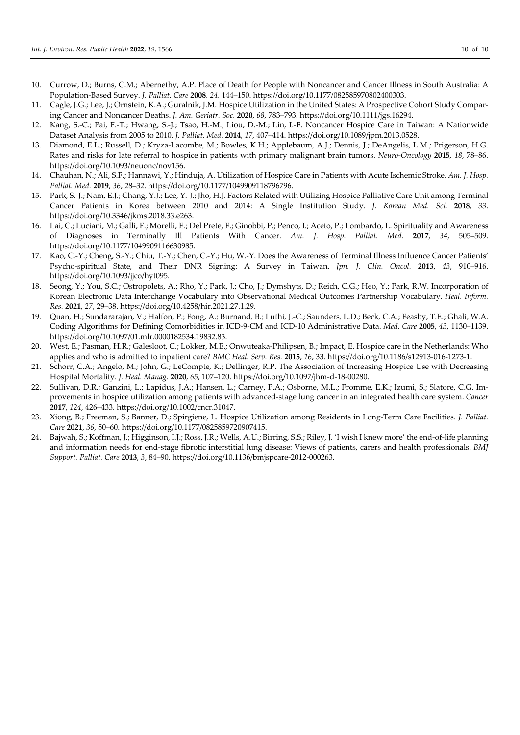10. Currow, D.; Burns, C.M.; Abernethy, A.P. Place of Death for People with Noncancer and Cancer Illness in South Australia: A Population-Based Survey. *J. Palliat. Care* **2008**, *24*, 144–150. https://doi.org/10.1177/082585970802400303.
11. Cagle, J.G.; Lee, J.; Ornstein, K.A.; Guralnik, J.M. Hospice Utilization in the United States: A Prospective Cohort Study Comparing Cancer and Noncancer Deaths. *J. Am. Geriatr. Soc.* **2020**, *68*, 783–793. https://doi.org/10.1111/jgs.16294.
12. Kang, S.-C.; Pai, F.-T.; Hwang, S.-J.; Tsao, H.-M.; Liou, D.-M.; Lin, I.-F. Noncancer Hospice Care in Taiwan: A Nationwide Dataset Analysis from 2005 to 2010. *J. Palliat. Med.* **2014**, *17*, 407–414. https://doi.org/10.1089/jpm.2013.0528.
13. Diamond, E.L.; Russell, D.; Kryza-Lacombe, M.; Bowles, K.H.; Applebaum, A.J.; Dennis, J.; DeAngelis, L.M.; Prigerson, H.G. Rates and risks for late referral to hospice in patients with primary malignant brain tumors. *Neuro-Oncology* **2015**, *18*, 78–86. https://doi.org/10.1093/neuonc/nov156.
14. Chauhan, N.; Ali, S.F.; Hannawi, Y.; Hinduja, A. Utilization of Hospice Care in Patients with Acute Ischemic Stroke. *Am. J. Hosp. Palliat. Med.* **2019**, *36*, 28–32. https://doi.org/10.1177/1049909118796796.
15. Park, S.-J.; Nam, E.J.; Chang, Y.J.; Lee, Y.-J.; Jho, H.J. Factors Related with Utilizing Hospice Palliative Care Unit among Terminal Cancer Patients in Korea between 2010 and 2014: A Single Institution Study. *J. Korean Med. Sci.* **2018**, *33*. https://doi.org/10.3346/jkms.2018.33.e263.
16. Lai, C.; Luciani, M.; Galli, F.; Morelli, E.; Del Prete, F.; Ginobbi, P.; Penco, I.; Aceto, P.; Lombardo, L. Spirituality and Awareness of Diagnoses in Terminally Ill Patients With Cancer. *Am. J. Hosp. Palliat. Med.* **2017**, *34*, 505–509. https://doi.org/10.1177/1049909116630985.
17. Kao, C.-Y.; Cheng, S.-Y.; Chiu, T.-Y.; Chen, C.-Y.; Hu, W.-Y. Does the Awareness of Terminal Illness Influence Cancer Patients' Psycho-spiritual State, and Their DNR Signing: A Survey in Taiwan. *Jpn. J. Clin. Oncol.* **2013**, *43*, 910–916. https://doi.org/10.1093/jjco/hyt095.
18. Seong, Y.; You, S.C.; Ostropolets, A.; Rho, Y.; Park, J.; Cho, J.; Dymshyts, D.; Reich, C.G.; Heo, Y.; Park, R.W. Incorporation of Korean Electronic Data Interchange Vocabulary into Observational Medical Outcomes Partnership Vocabulary. *Heal. Inform. Res.* **2021**, *27*, 29–38. https://doi.org/10.4258/hir.2021.27.1.29.
19. Quan, H.; Sundararajan, V.; Halfon, P.; Fong, A.; Burnand, B.; Luthi, J.-C.; Saunders, L.D.; Beck, C.A.; Feasby, T.E.; Ghali, W.A. Coding Algorithms for Defining Comorbidities in ICD-9-CM and ICD-10 Administrative Data. *Med. Care* **2005**, *43*, 1130–1139. https://doi.org/10.1097/01.mlr.0000182534.19832.83.
20. West, E.; Pasman, H.R.; Galesloot, C.; Lokker, M.E.; Onwuteaka-Philipsen, B.; Impact, E. Hospice care in the Netherlands: Who applies and who is admitted to inpatient care? *BMC Heal. Serv. Res.* **2015**, *16*, 33. https://doi.org/10.1186/s12913-016-1273-1.
21. Schorr, C.A.; Angelo, M.; John, G.; LeCompte, K.; Dellinger, R.P. The Association of Increasing Hospice Use with Decreasing Hospital Mortality. *J. Heal. Manag.* **2020**, *65*, 107–120. https://doi.org/10.1097/jhm-d-18-00280.
22. Sullivan, D.R.; Ganzini, L.; Lapidus, J.A.; Hansen, L.; Carney, P.A.; Osborne, M.L.; Fromme, E.K.; Izumi, S.; Slatore, C.G. Improvements in hospice utilization among patients with advanced-stage lung cancer in an integrated health care system. *Cancer* **2017**, *124*, 426–433. https://doi.org/10.1002/cncr.31047.
23. Xiong, B.; Freeman, S.; Banner, D.; Spirgiene, L. Hospice Utilization among Residents in Long-Term Care Facilities. *J. Palliat. Care* **2021**, *36*, 50–60. https://doi.org/10.1177/0825859720907415.
24. Bajwah, S.; Koffman, J.; Higginson, I.J.; Ross, J.R.; Wells, A.U.; Birring, S.S.; Riley, J. 'I wish I knew more' the end-of-life planning and information needs for end-stage fibrotic interstitial lung disease: Views of patients, carers and health professionals. *BMJ Support. Palliat. Care* **2013**, *3*, 84–90. https://doi.org/10.1136/bmjspcare-2012-000263.